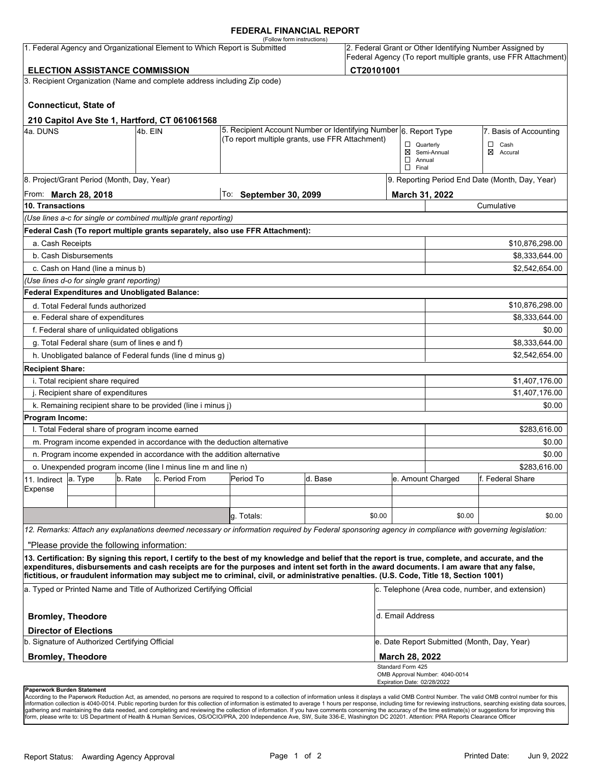# FEDERAL FINANCIAL REPORT

(Follow form instructions)

| 1. Federal Agency and Organizational Element to Which Report is Submitted | 2. Federal Grant or Other Identifying Number Assigned by Federal Agency (To report multiple grants, use FFR Attachment) |
|---|---|
| **ELECTION ASSISTANCE COMMISSION** | **CT20101001** |

3. Recipient Organization (Name and complete address including Zip code)

**Connecticut, State of**

**210 Capitol Ave Ste 1, Hartford, CT 061061568**

| 4a. DUNS | 4b. EIN | 5. Recipient Account Number or Identifying Number (To report multiple grants, use FFR Attachment) | 6. Report Type | 7. Basis of Accounting |
|---|---|---|---|---|
| | | | ☐ Quarterly<br>☒ Semi-Annual<br>☐ Annual<br>☐ Final | ☐ Cash<br>☒ Accural |

| 8. Project/Grant Period (Month, Day, Year) | | 9. Reporting Period End Date (Month, Day, Year) |
|---|---|---|
| From: **March 28, 2018** | To: **September 30, 2099** | **March 31, 2022** |

| 10. Transactions | Cumulative |
|---|---|
| *(Use lines a-c for single or combined multiple grant reporting)* | |
| **Federal Cash (To report multiple grants separately, also use FFR Attachment):** | |
| a. Cash Receipts | $10,876,298.00 |
| b. Cash Disbursements | $8,333,644.00 |
| c. Cash on Hand (line a minus b) | $2,542,654.00 |
| *(Use lines d-o for single grant reporting)* | |
| **Federal Expenditures and Unobligated Balance:** | |
| d. Total Federal funds authorized | $10,876,298.00 |
| e. Federal share of expenditures | $8,333,644.00 |
| f. Federal share of unliquidated obligations | $0.00 |
| g. Total Federal share (sum of lines e and f) | $8,333,644.00 |
| h. Unobligated balance of Federal funds (line d minus g) | $2,542,654.00 |
| **Recipient Share:** | |
| i. Total recipient share required | $1,407,176.00 |
| j. Recipient share of expenditures | $1,407,176.00 |
| k. Remaining recipient share to be provided (line i minus j) | $0.00 |
| **Program Income:** | |
| l. Total Federal share of program income earned | $283,616.00 |
| m. Program income expended in accordance with the deduction alternative | $0.00 |
| n. Program income expended in accordance with the addition alternative | $0.00 |
| o. Unexpended program income (line l minus line m and line n) | $283,616.00 |

| 11. Indirect Expense | a. Type | b. Rate | c. Period From | Period To | d. Base | e. Amount Charged | f. Federal Share |
|---|---|---|---|---|---|---|---|
| | | | | | | | |
| | | | | | | | |
| | | | | g. Totals: | $0.00 | $0.00 | $0.00 |

*12. Remarks: Attach any explanations deemed necessary or information required by Federal sponsoring agency in compliance with governing legislation:*

"Please provide the following information:

**13. Certification: By signing this report, I certify to the best of my knowledge and belief that the report is true, complete, and accurate, and the expenditures, disbursements and cash receipts are for the purposes and intent set forth in the award documents. I am aware that any false, fictitious, or fraudulent information may subject me to criminal, civil, or administrative penalties. (U.S. Code, Title 18, Section 1001)**

| a. Typed or Printed Name and Title of Authorized Certifying Official | c. Telephone (Area code, number, and extension) |
|---|---|
| **Bromley, Theodore**<br>**Director of Elections** | d. Email Address |
| b. Signature of Authorized Certifying Official | e. Date Report Submitted (Month, Day, Year) |
| **Bromley, Theodore** | **March 28, 2022** |

Standard Form 425
OMB Approval Number: 4040-0014
Expiration Date: 02/28/2022

**Paperwork Burden Statement**

According to the Paperwork Reduction Act, as amended, no persons are required to respond to a collection of information unless it displays a valid OMB Control Number. The valid OMB control number for this information collection is 4040-0014. Public reporting burden for this collection of information is estimated to average 1 hours per response, including time for reviewing instructions, searching existing data sources, gathering and maintaining the data needed, and completing and reviewing the collection of information. If you have comments concerning the accuracy of the time estimate(s) or suggestions for improving this form, please write to: US Department of Health & Human Services, OS/OCIO/PRA, 200 Independence Ave, SW, Suite 336-E, Washington DC 20201. Attention: PRA Reports Clearance Officer

Report Status: Awarding Agency Approval

Printed Date: Jun 9, 2022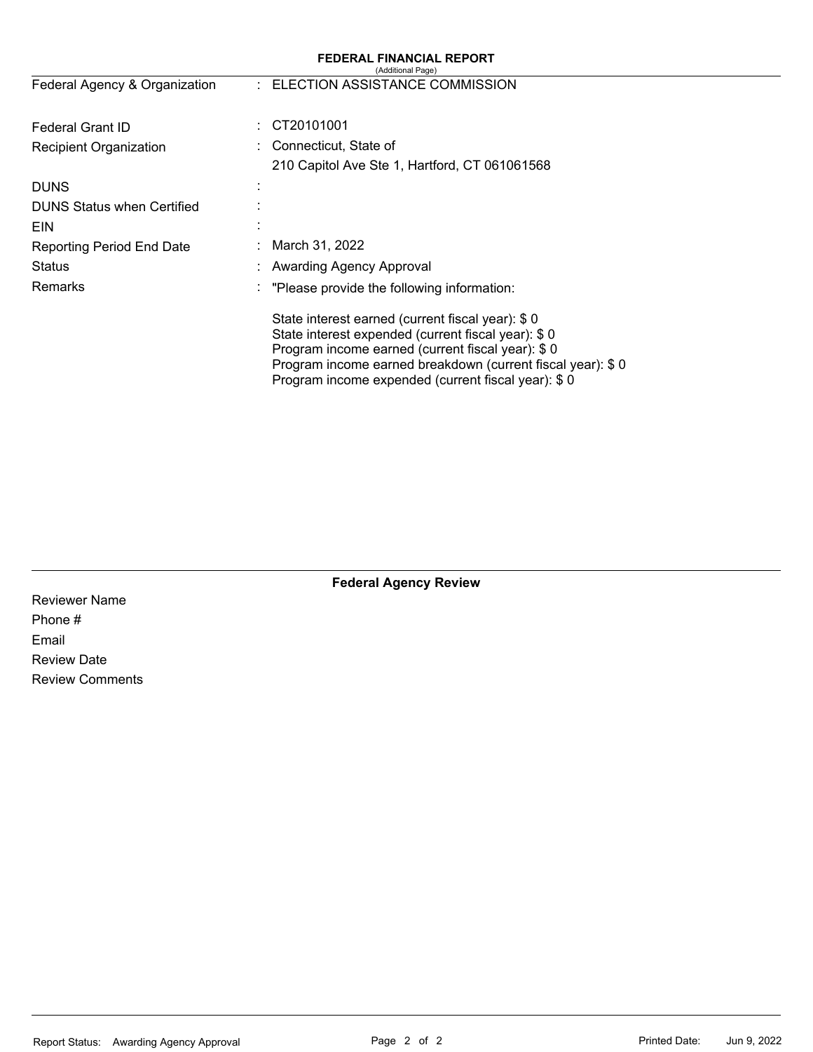# FEDERAL FINANCIAL REPORT

(Additional Page)

| | | |
|---|---|---|
| Federal Agency & Organization | : | ELECTION ASSISTANCE COMMISSION |
| Federal Grant ID | : | CT20101001 |
| Recipient Organization | : | Connecticut, State of<br>210 Capitol Ave Ste 1, Hartford, CT 061061568 |
| DUNS | : | |
| DUNS Status when Certified | : | |
| EIN | : | |
| Reporting Period End Date | : | March 31, 2022 |
| Status | : | Awarding Agency Approval |
| Remarks | : | "Please provide the following information:<br><br>State interest earned (current fiscal year): $ 0<br>State interest expended (current fiscal year): $ 0<br>Program income earned (current fiscal year): $ 0<br>Program income earned breakdown (current fiscal year): $ 0<br>Program income expended (current fiscal year): $ 0 |

## Federal Agency Review

Reviewer Name

Phone #

Email

Review Date

Review Comments

Report Status: Awarding Agency Approval

Printed Date: Jun 9, 2022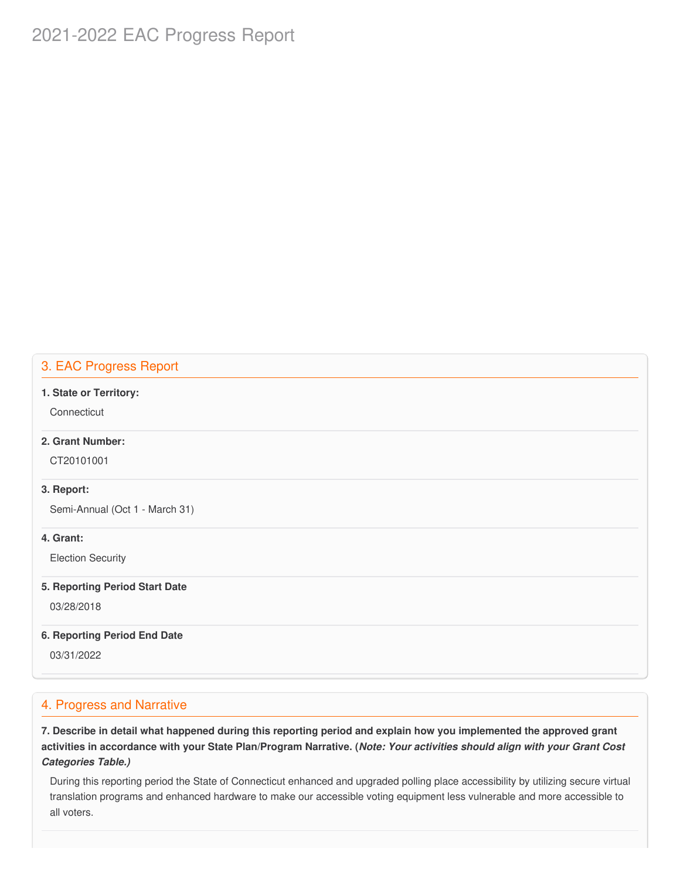# 2021-2022 EAC Progress Report

## 3. EAC Progress Report

**1. State or Territory:**

Connecticut

**2. Grant Number:**

CT20101001

**3. Report:**

Semi-Annual (Oct 1 - March 31)

**4. Grant:**

Election Security

**5. Reporting Period Start Date**

03/28/2018

**6. Reporting Period End Date**

03/31/2022

## 4. Progress and Narrative

**7. Describe in detail what happened during this reporting period and explain how you implemented the approved grant activities in accordance with your State Plan/Program Narrative. (*Note: Your activities should align with your Grant Cost Categories Table.)***

During this reporting period the State of Connecticut enhanced and upgraded polling place accessibility by utilizing secure virtual translation programs and enhanced hardware to make our accessible voting equipment less vulnerable and more accessible to all voters.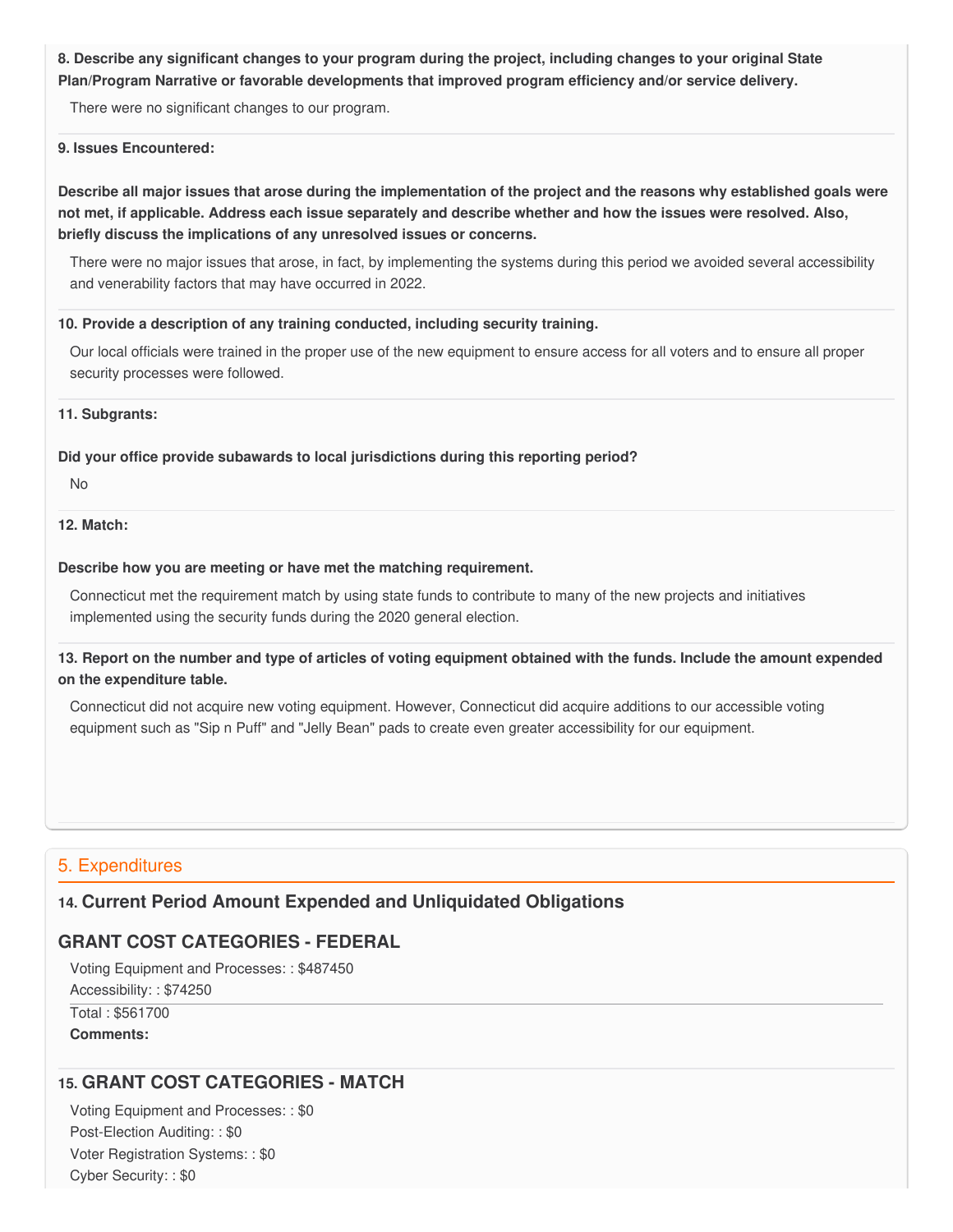**8. Describe any significant changes to your program during the project, including changes to your original State Plan/Program Narrative or favorable developments that improved program efficiency and/or service delivery.**

There were no significant changes to our program.

**9. Issues Encountered:**

**Describe all major issues that arose during the implementation of the project and the reasons why established goals were not met, if applicable. Address each issue separately and describe whether and how the issues were resolved. Also, briefly discuss the implications of any unresolved issues or concerns.**

There were no major issues that arose, in fact, by implementing the systems during this period we avoided several accessibility and venerability factors that may have occurred in 2022.

**10. Provide a description of any training conducted, including security training.**

Our local officials were trained in the proper use of the new equipment to ensure access for all voters and to ensure all proper security processes were followed.

**11. Subgrants:**

**Did your office provide subawards to local jurisdictions during this reporting period?**

No

**12. Match:**

**Describe how you are meeting or have met the matching requirement.**

Connecticut met the requirement match by using state funds to contribute to many of the new projects and initiatives implemented using the security funds during the 2020 general election.

**13. Report on the number and type of articles of voting equipment obtained with the funds. Include the amount expended on the expenditure table.**

Connecticut did not acquire new voting equipment. However, Connecticut did acquire additions to our accessible voting equipment such as "Sip n Puff" and "Jelly Bean" pads to create even greater accessibility for our equipment.

## 5. Expenditures

### 14. Current Period Amount Expended and Unliquidated Obligations

### GRANT COST CATEGORIES - FEDERAL

Voting Equipment and Processes: : $487450
Accessibility: : $74250

Total : $561700

**Comments:**

### 15. GRANT COST CATEGORIES - MATCH

Voting Equipment and Processes: : $0
Post-Election Auditing: : $0
Voter Registration Systems: : $0
Cyber Security: : $0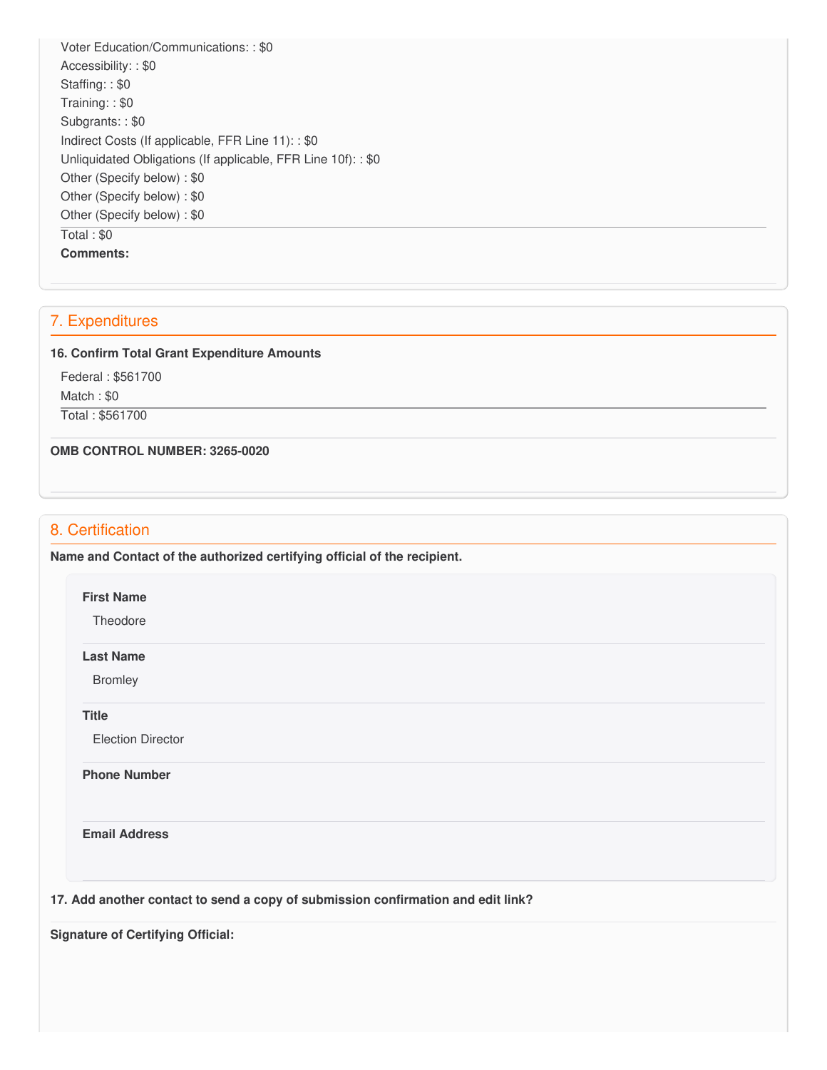Voter Education/Communications: : $0
Accessibility: : $0
Staffing: : $0
Training: : $0
Subgrants: : $0
Indirect Costs (If applicable, FFR Line 11): : $0
Unliquidated Obligations (If applicable, FFR Line 10f): : $0
Other (Specify below) : $0
Other (Specify below) : $0
Other (Specify below) : $0

Total : $0

**Comments:**

## 7. Expenditures

**16. Confirm Total Grant Expenditure Amounts**

Federal : $561700
Match : $0

Total : $561700

**OMB CONTROL NUMBER: 3265-0020**

## 8. Certification

**Name and Contact of the authorized certifying official of the recipient.**

**First Name**

Theodore

**Last Name**

Bromley

**Title**

Election Director

**Phone Number**

**Email Address**

**17. Add another contact to send a copy of submission confirmation and edit link?**

**Signature of Certifying Official:**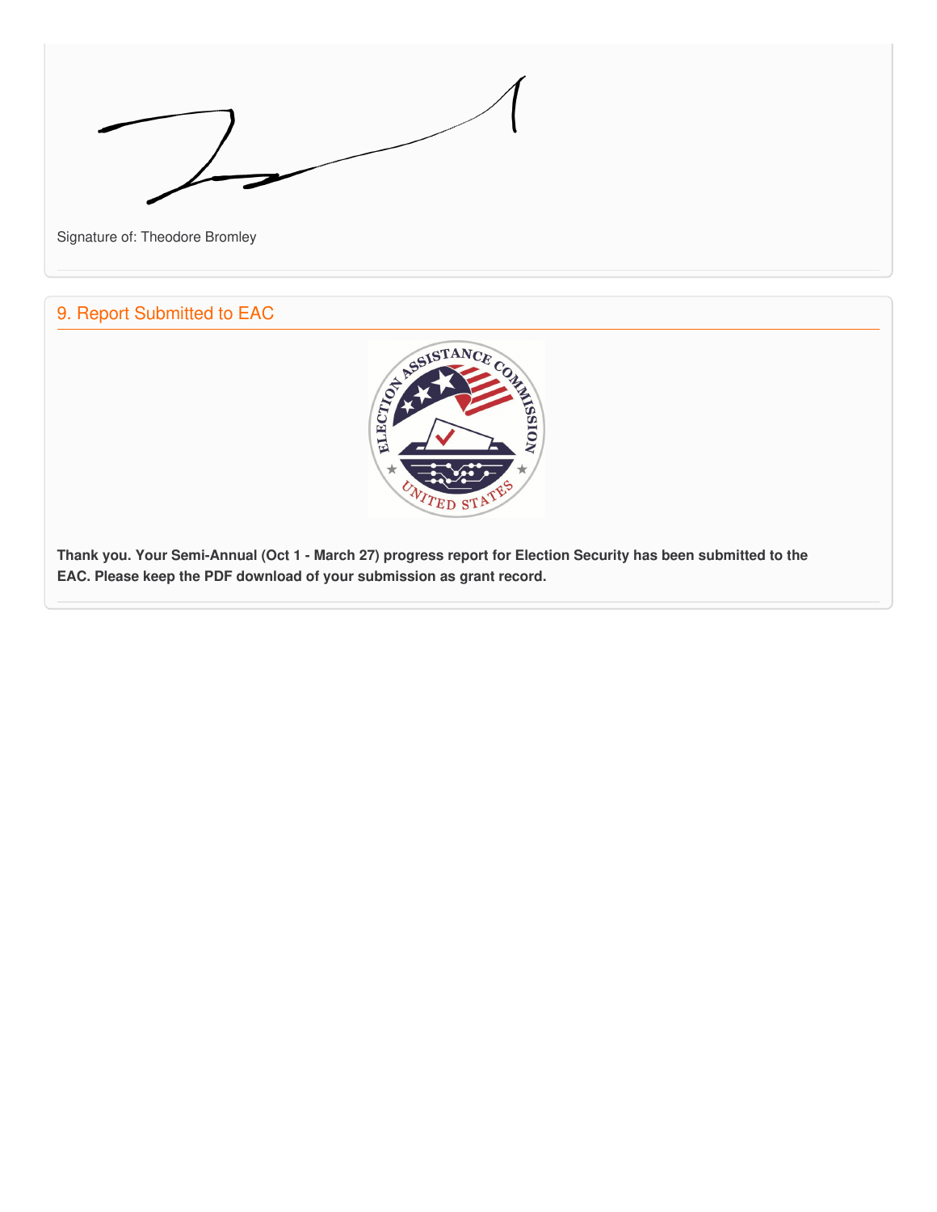Signature of: Theodore Bromley

## 9. Report Submitted to EAC

**Thank you. Your Semi-Annual (Oct 1 - March 27) progress report for Election Security has been submitted to the EAC. Please keep the PDF download of your submission as grant record.**